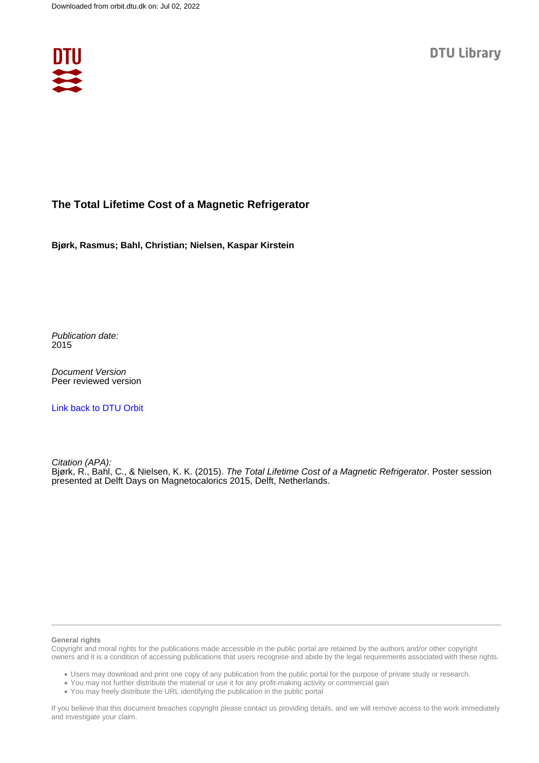Downloaded from orbit.dtu.dk on: Jul 02, 2022

DTU Library

# The Total Lifetime Cost of a Magnetic Refrigerator

**Bjørk, Rasmus; Bahl, Christian; Nielsen, Kaspar Kirstein**

*Publication date:*
2015

*Document Version*
Peer reviewed version

Link back to DTU Orbit

*Citation (APA):*
Bjørk, R., Bahl, C., & Nielsen, K. K. (2015). *The Total Lifetime Cost of a Magnetic Refrigerator*. Poster session presented at Delft Days on Magnetocalorics 2015, Delft, Netherlands.

**General rights**
Copyright and moral rights for the publications made accessible in the public portal are retained by the authors and/or other copyright owners and it is a condition of accessing publications that users recognise and abide by the legal requirements associated with these rights.

- Users may download and print one copy of any publication from the public portal for the purpose of private study or research.
- You may not further distribute the material or use it for any profit-making activity or commercial gain
- You may freely distribute the URL identifying the publication in the public portal

If you believe that this document breaches copyright please contact us providing details, and we will remove access to the work immediately and investigate your claim.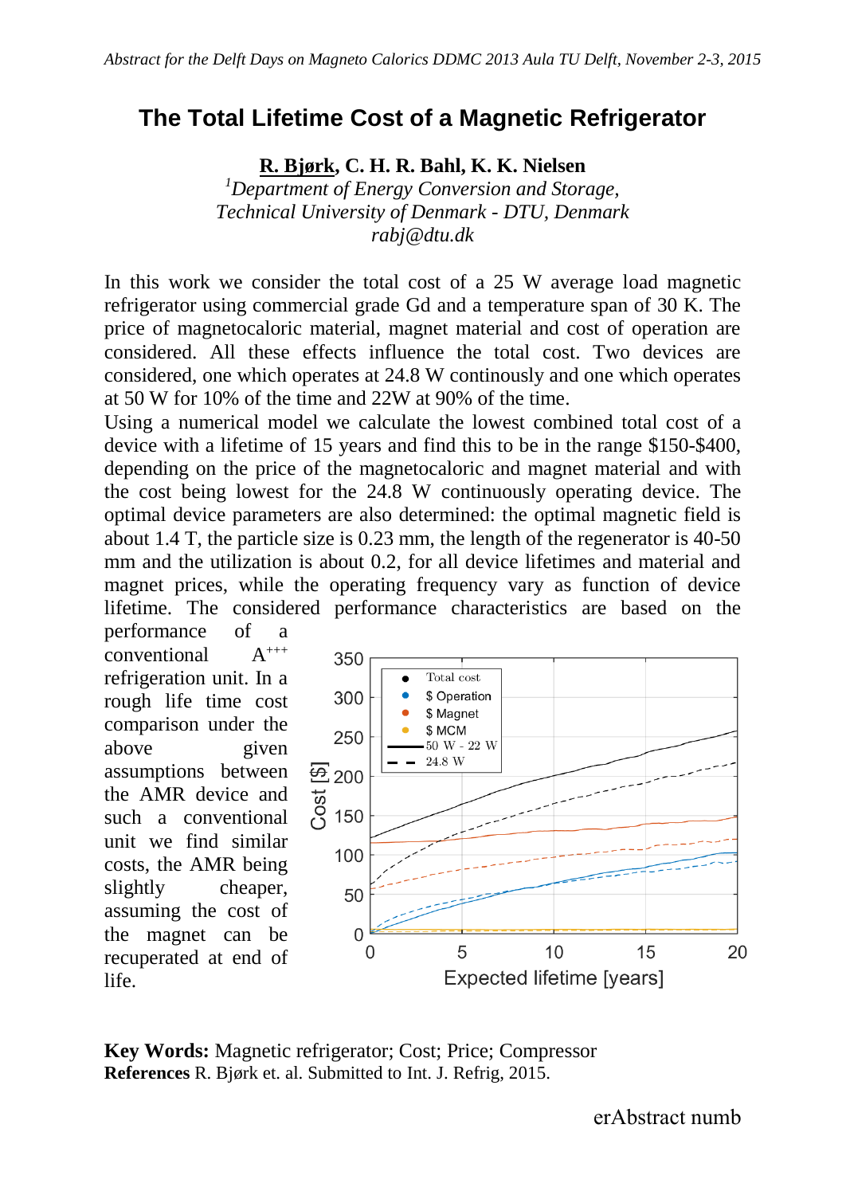# The Total Lifetime Cost of a Magnetic Refrigerator

**R. Bjørk, C. H. R. Bahl, K. K. Nielsen**

[1]*Department of Energy Conversion and Storage,*
*Technical University of Denmark - DTU, Denmark*
*rabj@dtu.dk*

In this work we consider the total cost of a 25 W average load magnetic refrigerator using commercial grade Gd and a temperature span of 30 K. The price of magnetocaloric material, magnet material and cost of operation are considered. All these effects influence the total cost. Two devices are considered, one which operates at 24.8 W continously and one which operates at 50 W for 10% of the time and 22W at 90% of the time.

Using a numerical model we calculate the lowest combined total cost of a device with a lifetime of 15 years and find this to be in the range $150-$400, depending on the price of the magnetocaloric and magnet material and with the cost being lowest for the 24.8 W continuously operating device. The optimal device parameters are also determined: the optimal magnetic field is about 1.4 T, the particle size is 0.23 mm, the length of the regenerator is 40-50 mm and the utilization is about 0.2, for all device lifetimes and material and magnet prices, while the operating frequency vary as function of device lifetime. The considered performance characteristics are based on the performance of a conventional A$^{+++}$ refrigeration unit. In a rough life time cost comparison under the above given assumptions between the AMR device and such a conventional unit we find similar costs, the AMR being slightly cheaper, assuming the cost of the magnet can be recuperated at end of life.

Total cost
$ Operation
$ Magnet
$ MCM
50 W - 22 W
24.8 W
Cost [$]
350
300
250
200
150
100
50
0
0
5
10
15
20
Expected lifetime [years]

**Key Words:** Magnetic refrigerator; Cost; Price; Compressor
**References** R. Bjørk et. al. Submitted to Int. J. Refrig, 2015.

erAbstract numb